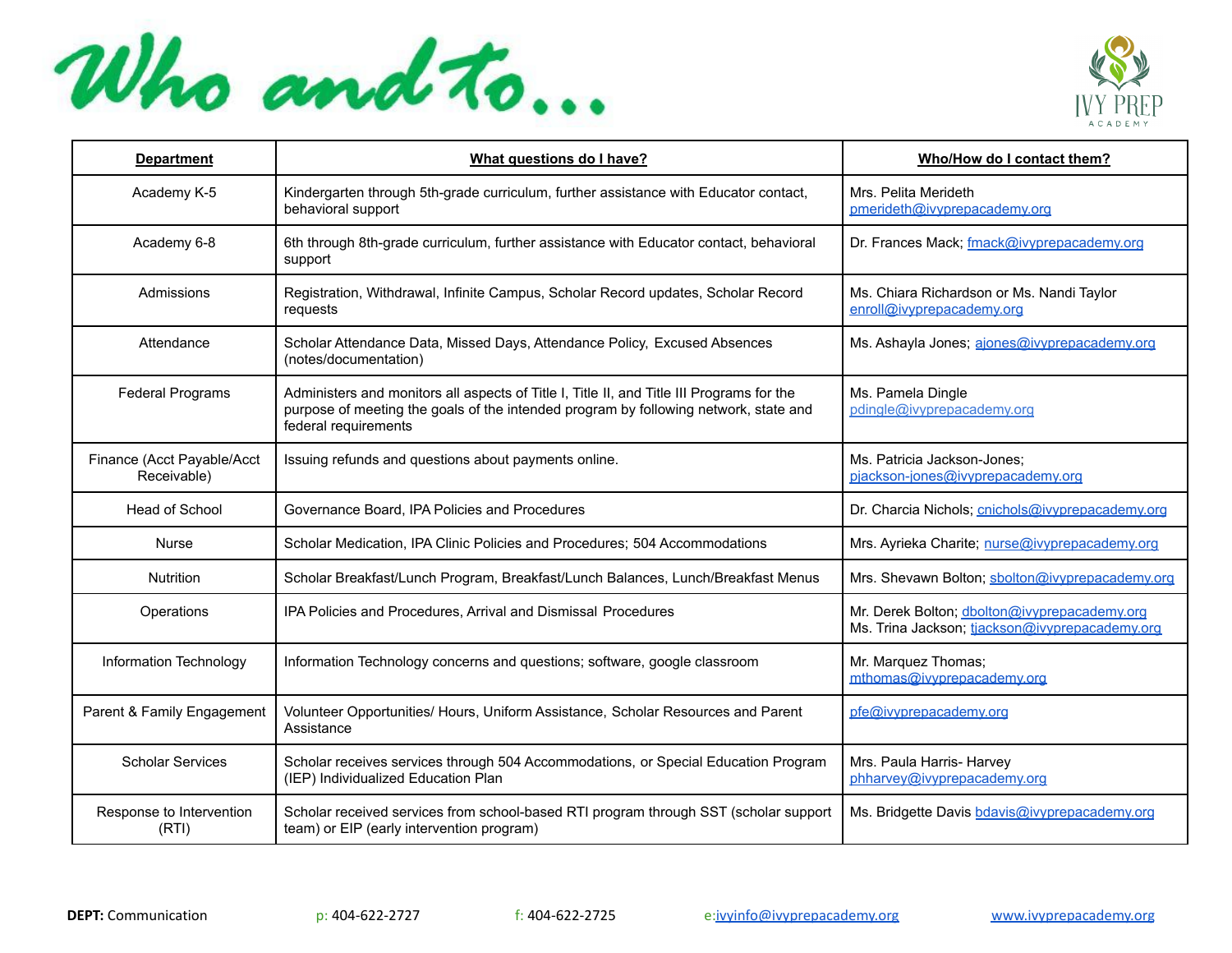# Who and to...

IVY PREP ACADEMY

| Department | What questions do I have? | Who/How do I contact them? |
|---|---|---|
| Academy K-5 | Kindergarten through 5th-grade curriculum, further assistance with Educator contact, behavioral support | Mrs. Pelita Merideth pmerideth@ivyprepacademy.org |
| Academy 6-8 | 6th through 8th-grade curriculum, further assistance with Educator contact, behavioral support | Dr. Frances Mack; fmack@ivyprepacademy.org |
| Admissions | Registration, Withdrawal, Infinite Campus, Scholar Record updates, Scholar Record requests | Ms. Chiara Richardson or Ms. Nandi Taylor enroll@ivyprepacademy.org |
| Attendance | Scholar Attendance Data, Missed Days, Attendance Policy, Excused Absences (notes/documentation) | Ms. Ashayla Jones; ajones@ivyprepacademy.org |
| Federal Programs | Administers and monitors all aspects of Title I, Title II, and Title III Programs for the purpose of meeting the goals of the intended program by following network, state and federal requirements | Ms. Pamela Dingle pdingle@ivyprepacademy.org |
| Finance (Acct Payable/Acct Receivable) | Issuing refunds and questions about payments online. | Ms. Patricia Jackson-Jones; pjackson-jones@ivyprepacademy.org |
| Head of School | Governance Board, IPA Policies and Procedures | Dr. Charcia Nichols; cnichols@ivyprepacademy.org |
| Nurse | Scholar Medication, IPA Clinic Policies and Procedures; 504 Accommodations | Mrs. Ayrieka Charite; nurse@ivyprepacademy.org |
| Nutrition | Scholar Breakfast/Lunch Program, Breakfast/Lunch Balances, Lunch/Breakfast Menus | Mrs. Shevawn Bolton; sbolton@ivyprepacademy.org |
| Operations | IPA Policies and Procedures, Arrival and Dismissal Procedures | Mr. Derek Bolton; dbolton@ivyprepacademy.org Ms. Trina Jackson; tjackson@ivyprepacademy.org |
| Information Technology | Information Technology concerns and questions; software, google classroom | Mr. Marquez Thomas; mthomas@ivyprepacademy.org |
| Parent & Family Engagement | Volunteer Opportunities/ Hours, Uniform Assistance, Scholar Resources and Parent Assistance | pfe@ivyprepacademy.org |
| Scholar Services | Scholar receives services through 504 Accommodations, or Special Education Program (IEP) Individualized Education Plan | Mrs. Paula Harris- Harvey phharvey@ivyprepacademy.org |
| Response to Intervention (RTI) | Scholar received services from school-based RTI program through SST (scholar support team) or EIP (early intervention program) | Ms. Bridgette Davis bdavis@ivyprepacademy.org |

**DEPT:** Communication p: 404-622-2727 f: 404-622-2725 e:ivyinfo@ivyprepacademy.org www.ivyprepacademy.org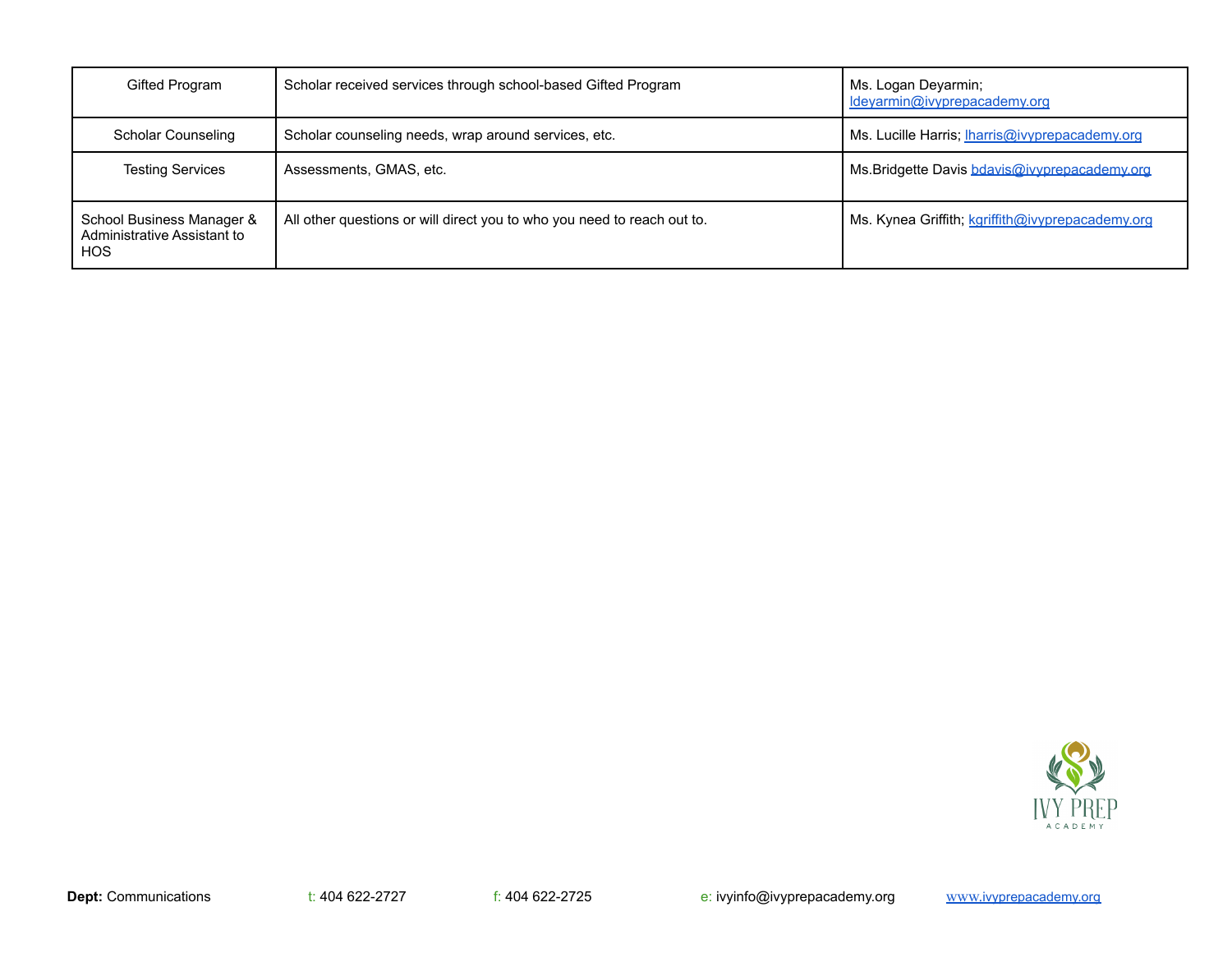| | | |
|---|---|---|
| Gifted Program | Scholar received services through school-based Gifted Program | Ms. Logan Deyarmin; ldeyarmin@ivyprepacademy.org |
| Scholar Counseling | Scholar counseling needs, wrap around services, etc. | Ms. Lucille Harris; lharris@ivyprepacademy.org |
| Testing Services | Assessments, GMAS, etc. | Ms.Bridgette Davis bdavis@ivyprepacademy.org |
| School Business Manager & Administrative Assistant to HOS | All other questions or will direct you to who you need to reach out to. | Ms. Kynea Griffith; kgriffith@ivyprepacademy.org |

IVY PREP ACADEMY

**Dept:** Communications t: 404 622-2727 f: 404 622-2725 e: ivyinfo@ivyprepacademy.org www.ivyprepacademy.org